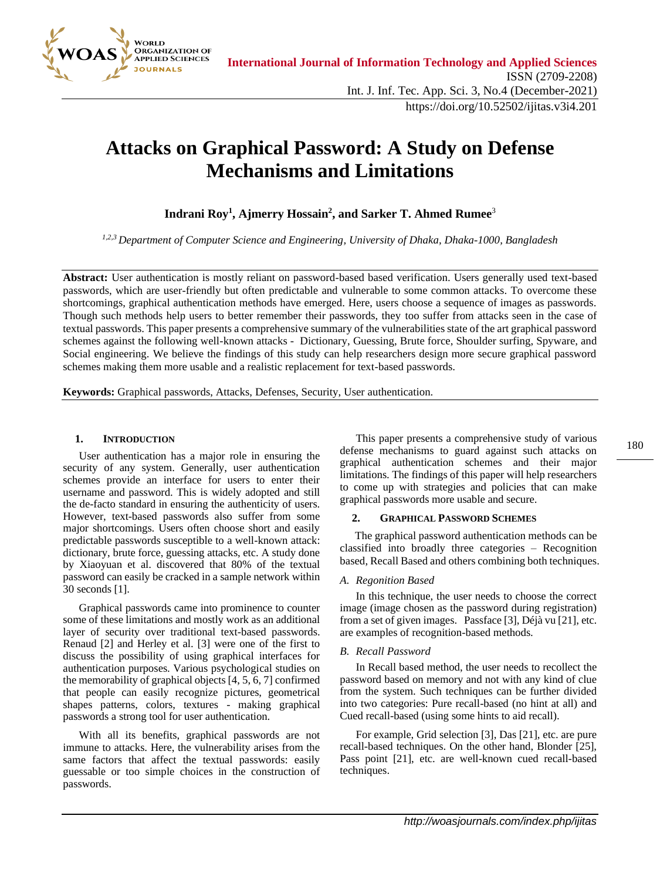# Attacks on Graphical Password: A Study on Defense Mechanisms and Limitations

**Indrani Roy[1], Ajmerry Hossain[2], and Sarker T. Ahmed Rumee[3]**

*[1,2,3] Department of Computer Science and Engineering, University of Dhaka, Dhaka-1000, Bangladesh*

**Abstract:** User authentication is mostly reliant on password-based based verification. Users generally used text-based passwords, which are user-friendly but often predictable and vulnerable to some common attacks. To overcome these shortcomings, graphical authentication methods have emerged. Here, users choose a sequence of images as passwords. Though such methods help users to better remember their passwords, they too suffer from attacks seen in the case of textual passwords. This paper presents a comprehensive summary of the vulnerabilities state of the art graphical password schemes against the following well-known attacks - Dictionary, Guessing, Brute force, Shoulder surfing, Spyware, and Social engineering. We believe the findings of this study can help researchers design more secure graphical password schemes making them more usable and a realistic replacement for text-based passwords.

**Keywords:** Graphical passwords, Attacks, Defenses, Security, User authentication.

## 1. Introduction

User authentication has a major role in ensuring the security of any system. Generally, user authentication schemes provide an interface for users to enter their username and password. This is widely adopted and still the de-facto standard in ensuring the authenticity of users. However, text-based passwords also suffer from some major shortcomings. Users often choose short and easily predictable passwords susceptible to a well-known attack: dictionary, brute force, guessing attacks, etc. A study done by Xiaoyuan et al. discovered that 80% of the textual password can easily be cracked in a sample network within 30 seconds [1].

Graphical passwords came into prominence to counter some of these limitations and mostly work as an additional layer of security over traditional text-based passwords. Renaud [2] and Herley et al. [3] were one of the first to discuss the possibility of using graphical interfaces for authentication purposes. Various psychological studies on the memorability of graphical objects [4, 5, 6, 7] confirmed that people can easily recognize pictures, geometrical shapes patterns, colors, textures - making graphical passwords a strong tool for user authentication.

With all its benefits, graphical passwords are not immune to attacks. Here, the vulnerability arises from the same factors that affect the textual passwords: easily guessable or too simple choices in the construction of passwords.

This paper presents a comprehensive study of various defense mechanisms to guard against such attacks on graphical authentication schemes and their major limitations. The findings of this paper will help researchers to come up with strategies and policies that can make graphical passwords more usable and secure.

## 2. Graphical Password Schemes

The graphical password authentication methods can be classified into broadly three categories – Recognition based, Recall Based and others combining both techniques.

### *A. Regonition Based*

In this technique, the user needs to choose the correct image (image chosen as the password during registration) from a set of given images. Passface [3], Déjà vu [21], etc. are examples of recognition-based methods.

### *B. Recall Password*

In Recall based method, the user needs to recollect the password based on memory and not with any kind of clue from the system. Such techniques can be further divided into two categories: Pure recall-based (no hint at all) and Cued recall-based (using some hints to aid recall).

For example, Grid selection [3], Das [21], etc. are pure recall-based techniques. On the other hand, Blonder [25], Pass point [21], etc. are well-known cued recall-based techniques.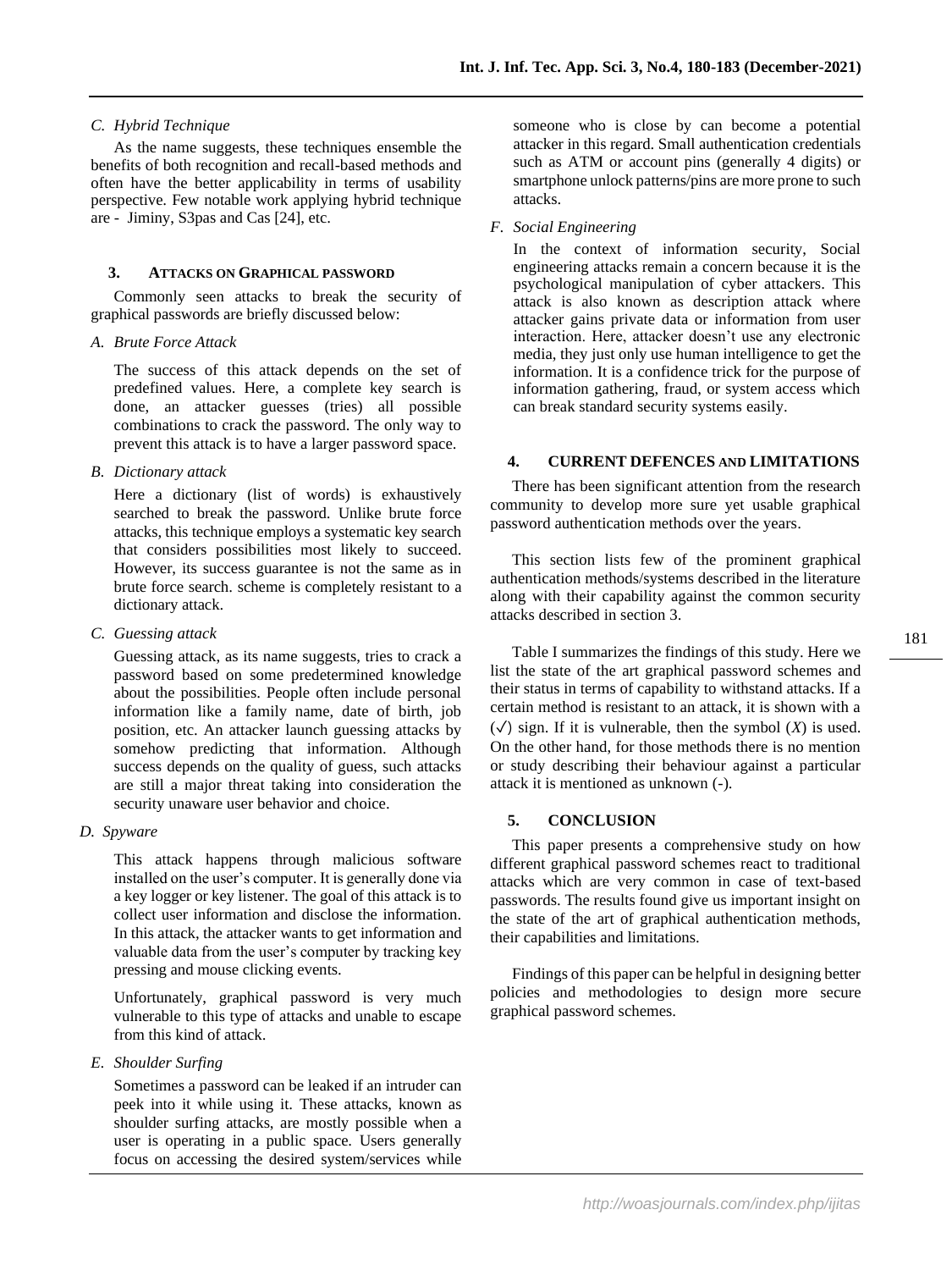### C. Hybrid Technique

As the name suggests, these techniques ensemble the benefits of both recognition and recall-based methods and often have the better applicability in terms of usability perspective. Few notable work applying hybrid technique are - Jiminy, S3pas and Cas [24], etc.

## 3. ATTACKS ON GRAPHICAL PASSWORD

Commonly seen attacks to break the security of graphical passwords are briefly discussed below:

### A. Brute Force Attack

The success of this attack depends on the set of predefined values. Here, a complete key search is done, an attacker guesses (tries) all possible combinations to crack the password. The only way to prevent this attack is to have a larger password space.

### B. Dictionary attack

Here a dictionary (list of words) is exhaustively searched to break the password. Unlike brute force attacks, this technique employs a systematic key search that considers possibilities most likely to succeed. However, its success guarantee is not the same as in brute force search. scheme is completely resistant to a dictionary attack.

### C. Guessing attack

Guessing attack, as its name suggests, tries to crack a password based on some predetermined knowledge about the possibilities. People often include personal information like a family name, date of birth, job position, etc. An attacker launch guessing attacks by somehow predicting that information. Although success depends on the quality of guess, such attacks are still a major threat taking into consideration the security unaware user behavior and choice.

### D. Spyware

This attack happens through malicious software installed on the user's computer. It is generally done via a key logger or key listener. The goal of this attack is to collect user information and disclose the information. In this attack, the attacker wants to get information and valuable data from the user's computer by tracking key pressing and mouse clicking events.

Unfortunately, graphical password is very much vulnerable to this type of attacks and unable to escape from this kind of attack.

### E. Shoulder Surfing

Sometimes a password can be leaked if an intruder can peek into it while using it. These attacks, known as shoulder surfing attacks, are mostly possible when a user is operating in a public space. Users generally focus on accessing the desired system/services while someone who is close by can become a potential attacker in this regard. Small authentication credentials such as ATM or account pins (generally 4 digits) or smartphone unlock patterns/pins are more prone to such attacks.

### F. Social Engineering

In the context of information security, Social engineering attacks remain a concern because it is the psychological manipulation of cyber attackers. This attack is also known as description attack where attacker gains private data or information from user interaction. Here, attacker doesn't use any electronic media, they just only use human intelligence to get the information. It is a confidence trick for the purpose of information gathering, fraud, or system access which can break standard security systems easily.

## 4. CURRENT DEFENCES AND LIMITATIONS

There has been significant attention from the research community to develop more sure yet usable graphical password authentication methods over the years.

This section lists few of the prominent graphical authentication methods/systems described in the literature along with their capability against the common security attacks described in section 3.

Table I summarizes the findings of this study. Here we list the state of the art graphical password schemes and their status in terms of capability to withstand attacks. If a certain method is resistant to an attack, it is shown with a (✓) sign. If it is vulnerable, then the symbol (*X*) is used. On the other hand, for those methods there is no mention or study describing their behaviour against a particular attack it is mentioned as unknown (-).

## 5. CONCLUSION

This paper presents a comprehensive study on how different graphical password schemes react to traditional attacks which are very common in case of text-based passwords. The results found give us important insight on the state of the art of graphical authentication methods, their capabilities and limitations.

Findings of this paper can be helpful in designing better policies and methodologies to design more secure graphical password schemes.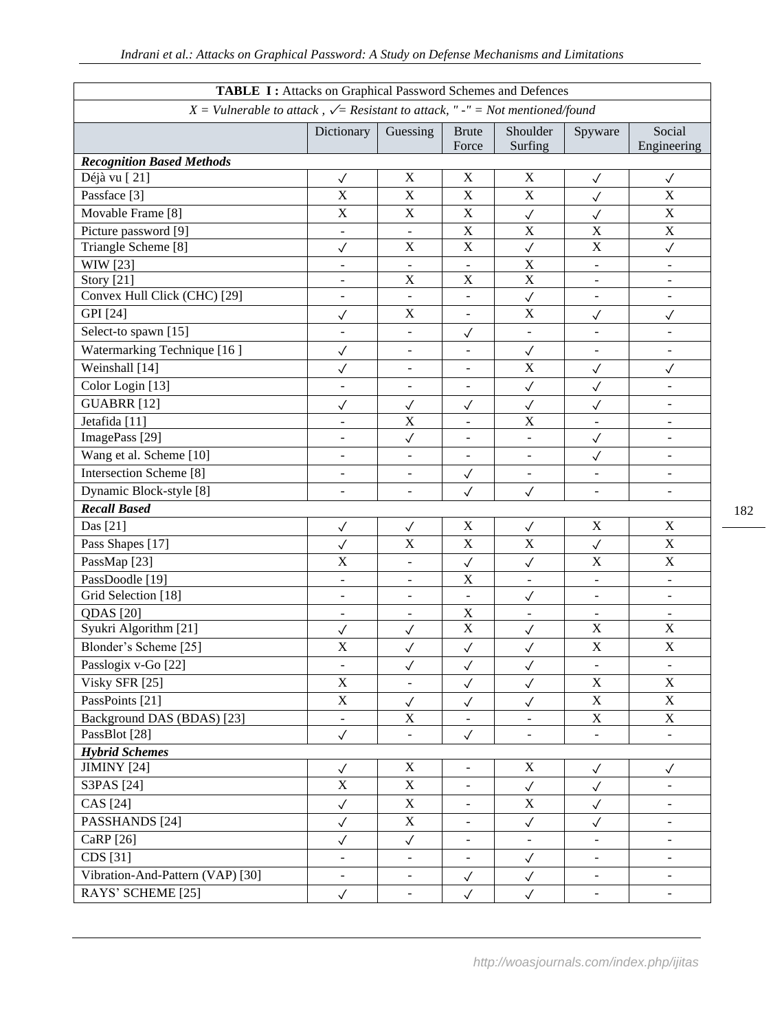**TABLE I :** Attacks on Graphical Password Schemes and Defences

*X = Vulnerable to attack , ✓= Resistant to attack, " -" = Not mentioned/found*

| | Dictionary | Guessing | Brute Force | Shoulder Surfing | Spyware | Social Engineering |
|---|---|---|---|---|---|---|
| ***Recognition Based Methods*** | | | | | | |
| Déjà vu [ 21] | ✓ | X | X | X | ✓ | ✓ |
| Passface [3] | X | X | X | X | ✓ | X |
| Movable Frame [8] | X | X | X | ✓ | ✓ | X |
| Picture password [9] | - | - | X | X | X | X |
| Triangle Scheme [8] | ✓ | X | X | ✓ | X | ✓ |
| WIW [23] | - | - | - | X | - | - |
| Story [21] | - | X | X | X | - | - |
| Convex Hull Click (CHC) [29] | - | - | - | ✓ | - | - |
| GPI [24] | ✓ | X | - | X | ✓ | ✓ |
| Select-to spawn [15] | - | - | ✓ | - | - | - |
| Watermarking Technique [16 ] | ✓ | - | - | ✓ | - | - |
| Weinshall [14] | ✓ | - | - | X | ✓ | ✓ |
| Color Login [13] | - | - | - | ✓ | ✓ | - |
| GUABRR [12] | ✓ | ✓ | ✓ | ✓ | ✓ | - |
| Jetafida [11] | - | X | - | X | - | - |
| ImagePass [29] | - | ✓ | - | - | ✓ | - |
| Wang et al. Scheme [10] | - | - | - | - | ✓ | - |
| Intersection Scheme [8] | - | - | ✓ | - | - | - |
| Dynamic Block-style [8] | - | - | ✓ | ✓ | - | - |
| ***Recall Based*** | | | | | | |
| Das [21] | ✓ | ✓ | X | ✓ | X | X |
| Pass Shapes [17] | ✓ | X | X | X | ✓ | X |
| PassMap [23] | X | - | ✓ | ✓ | X | X |
| PassDoodle [19] | - | - | X | - | - | - |
| Grid Selection [18] | - | - | - | ✓ | - | - |
| QDAS [20] | - | - | X | - | - | - |
| Syukri Algorithm [21] | ✓ | ✓ | X | ✓ | X | X |
| Blonder's Scheme [25] | X | ✓ | ✓ | ✓ | X | X |
| Passlogix v-Go [22] | - | ✓ | ✓ | ✓ | - | - |
| Visky SFR [25] | X | - | ✓ | ✓ | X | X |
| PassPoints [21] | X | ✓ | ✓ | ✓ | X | X |
| Background DAS (BDAS) [23] | - | X | - | - | X | X |
| PassBlot [28] | ✓ | - | ✓ | - | - | - |
| ***Hybrid Schemes*** | | | | | | |
| JIMINY [24] | ✓ | X | - | X | ✓ | ✓ |
| S3PAS [24] | X | X | - | ✓ | ✓ | - |
| CAS [24] | ✓ | X | - | X | ✓ | - |
| PASSHANDS [24] | ✓ | X | - | ✓ | ✓ | - |
| CaRP [26] | ✓ | ✓ | - | - | - | - |
| CDS [31] | - | - | - | ✓ | - | - |
| Vibration-And-Pattern (VAP) [30] | - | - | ✓ | ✓ | - | - |
| RAYS' SCHEME [25] | ✓ | - | ✓ | ✓ | - | - |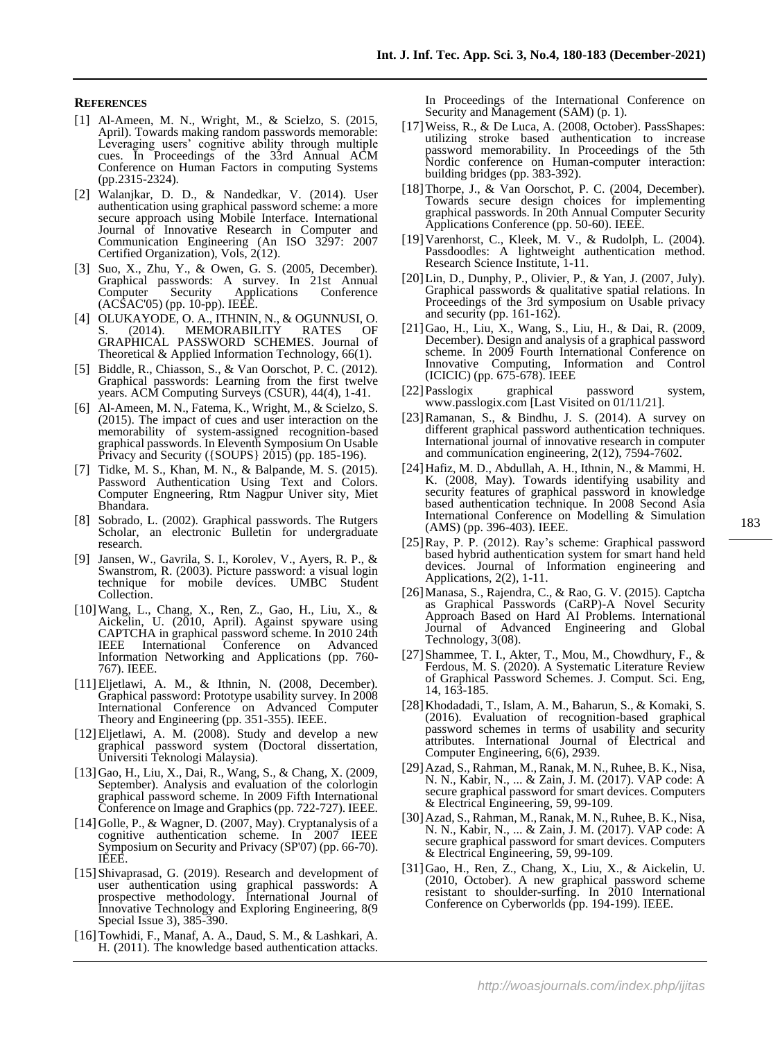## REFERENCES

[1] Al-Ameen, M. N., Wright, M., & Scielzo, S. (2015, April). Towards making random passwords memorable: Leveraging users' cognitive ability through multiple cues. In Proceedings of the 33rd Annual ACM Conference on Human Factors in computing Systems (pp.2315-2324).

[2] Walanjkar, D. D., & Nandedkar, V. (2014). User authentication using graphical password scheme: a more secure approach using Mobile Interface. International Journal of Innovative Research in Computer and Communication Engineering (An ISO 3297: 2007 Certified Organization), Vols, 2(12).

[3] Suo, X., Zhu, Y., & Owen, G. S. (2005, December). Graphical passwords: A survey. In 21st Annual Computer Security Applications Conference (ACSAC'05) (pp. 10-pp). IEEE.

[4] OLUKAYODE, O. A., ITHNIN, N., & OGUNNUSI, O. S. (2014). MEMORABILITY RATES OF GRAPHICAL PASSWORD SCHEMES. Journal of Theoretical & Applied Information Technology, 66(1).

[5] Biddle, R., Chiasson, S., & Van Oorschot, P. C. (2012). Graphical passwords: Learning from the first twelve years. ACM Computing Surveys (CSUR), 44(4), 1-41.

[6] Al-Ameen, M. N., Fatema, K., Wright, M., & Scielzo, S. (2015). The impact of cues and user interaction on the memorability of system-assigned recognition-based graphical passwords. In Eleventh Symposium On Usable Privacy and Security ({SOUPS} 2015) (pp. 185-196).

[7] Tidke, M. S., Khan, M. N., & Balpande, M. S. (2015). Password Authentication Using Text and Colors. Computer Engneering, Rtm Nagpur Univer sity, Miet Bhandara.

[8] Sobrado, L. (2002). Graphical passwords. The Rutgers Scholar, an electronic Bulletin for undergraduate research.

[9] Jansen, W., Gavrila, S. I., Korolev, V., Ayers, R. P., & Swanstrom, R. (2003). Picture password: a visual login technique for mobile devices. UMBC Student Collection.

[10] Wang, L., Chang, X., Ren, Z., Gao, H., Liu, X., & Aickelin, U. (2010, April). Against spyware using CAPTCHA in graphical password scheme. In 2010 24th IEEE International Conference on Advanced Information Networking and Applications (pp. 760-767). IEEE.

[11] Eljetlawi, A. M., & Ithnin, N. (2008, December). Graphical password: Prototype usability survey. In 2008 International Conference on Advanced Computer Theory and Engineering (pp. 351-355). IEEE.

[12] Eljetlawi, A. M. (2008). Study and develop a new graphical password system (Doctoral dissertation, Universiti Teknologi Malaysia).

[13] Gao, H., Liu, X., Dai, R., Wang, S., & Chang, X. (2009, September). Analysis and evaluation of the colorlogin graphical password scheme. In 2009 Fifth International Conference on Image and Graphics (pp. 722-727). IEEE.

[14] Golle, P., & Wagner, D. (2007, May). Cryptanalysis of a cognitive authentication scheme. In 2007 IEEE Symposium on Security and Privacy (SP'07) (pp. 66-70). IEEE.

[15] Shivaprasad, G. (2019). Research and development of user authentication using graphical passwords: A prospective methodology. International Journal of Innovative Technology and Exploring Engineering, 8(9 Special Issue 3), 385-390.

[16] Towhidi, F., Manaf, A. A., Daud, S. M., & Lashkari, A. H. (2011). The knowledge based authentication attacks. In Proceedings of the International Conference on Security and Management (SAM) (p. 1).

[17] Weiss, R., & De Luca, A. (2008, October). PassShapes: utilizing stroke based authentication to increase password memorability. In Proceedings of the 5th Nordic conference on Human-computer interaction: building bridges (pp. 383-392).

[18] Thorpe, J., & Van Oorschot, P. C. (2004, December). Towards secure design choices for implementing graphical passwords. In 20th Annual Computer Security Applications Conference (pp. 50-60). IEEE.

[19] Varenhorst, C., Kleek, M. V., & Rudolph, L. (2004). Passdoodles: A lightweight authentication method. Research Science Institute, 1-11.

[20] Lin, D., Dunphy, P., Olivier, P., & Yan, J. (2007, July). Graphical passwords & qualitative spatial relations. In Proceedings of the 3rd symposium on Usable privacy and security (pp. 161-162).

[21] Gao, H., Liu, X., Wang, S., Liu, H., & Dai, R. (2009, December). Design and analysis of a graphical password scheme. In 2009 Fourth International Conference on Innovative Computing, Information and Control (ICICIC) (pp. 675-678). IEEE

[22] Passlogix graphical password system, www.passlogix.com [Last Visited on 01/11/21].

[23] Ramanan, S., & Bindhu, J. S. (2014). A survey on different graphical password authentication techniques. International journal of innovative research in computer and communication engineering, 2(12), 7594-7602.

[24] Hafiz, M. D., Abdullah, A. H., Ithnin, N., & Mammi, H. K. (2008, May). Towards identifying usability and security features of graphical password in knowledge based authentication technique. In 2008 Second Asia International Conference on Modelling & Simulation (AMS) (pp. 396-403). IEEE.

[25] Ray, P. P. (2012). Ray's scheme: Graphical password based hybrid authentication system for smart hand held devices. Journal of Information engineering and Applications, 2(2), 1-11.

[26] Manasa, S., Rajendra, C., & Rao, G. V. (2015). Captcha as Graphical Passwords (CaRP)-A Novel Security Approach Based on Hard AI Problems. International Journal of Advanced Engineering and Global Technology, 3(08).

[27] Shammee, T. I., Akter, T., Mou, M., Chowdhury, F., & Ferdous, M. S. (2020). A Systematic Literature Review of Graphical Password Schemes. J. Comput. Sci. Eng, 14, 163-185.

[28] Khodadadi, T., Islam, A. M., Baharun, S., & Komaki, S. (2016). Evaluation of recognition-based graphical password schemes in terms of usability and security attributes. International Journal of Electrical and Computer Engineering, 6(6), 2939.

[29] Azad, S., Rahman, M., Ranak, M. N., Ruhee, B. K., Nisa, N. N., Kabir, N., ... & Zain, J. M. (2017). VAP code: A secure graphical password for smart devices. Computers & Electrical Engineering, 59, 99-109.

[30] Azad, S., Rahman, M., Ranak, M. N., Ruhee, B. K., Nisa, N. N., Kabir, N., ... & Zain, J. M. (2017). VAP code: A secure graphical password for smart devices. Computers & Electrical Engineering, 59, 99-109.

[31] Gao, H., Ren, Z., Chang, X., Liu, X., & Aickelin, U. (2010, October). A new graphical password scheme resistant to shoulder-surfing. In 2010 International Conference on Cyberworlds (pp. 194-199). IEEE.